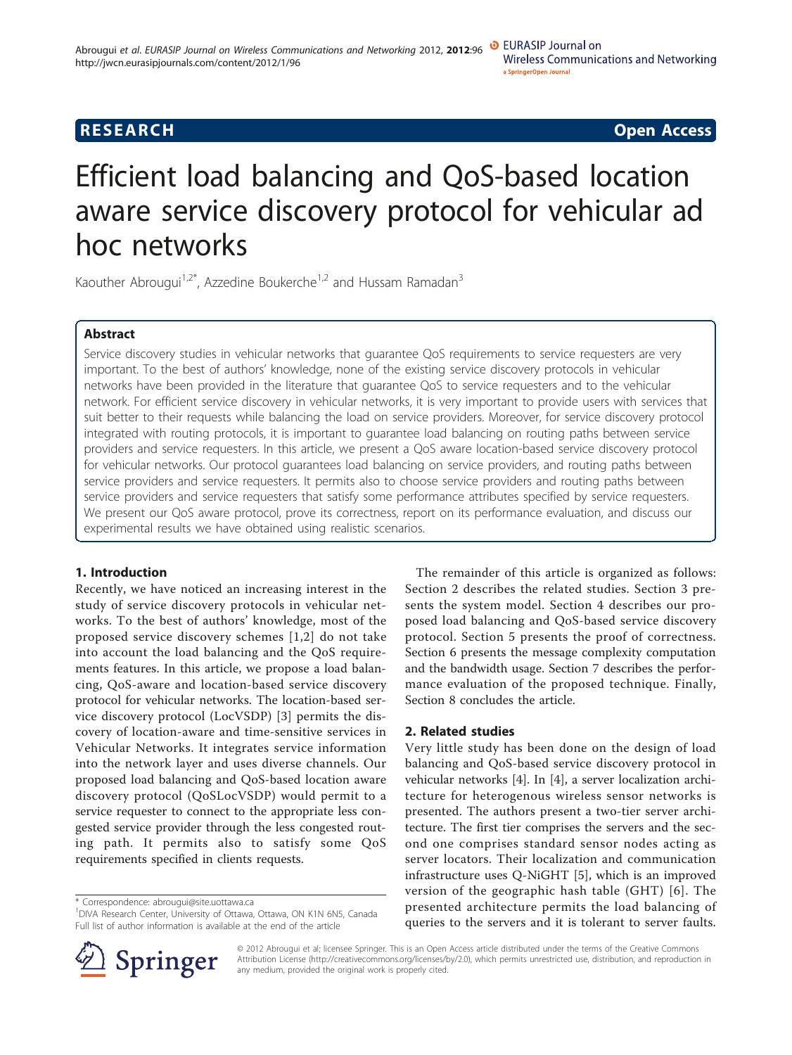RESEARCH Open Access

# Efficient load balancing and QoS-based location aware service discovery protocol for vehicular ad hoc networks

Kaouther Abrougui[1,2*], Azzedine Boukerche[1,2] and Hussam Ramadan[3]

## Abstract

Service discovery studies in vehicular networks that guarantee QoS requirements to service requesters are very important. To the best of authors' knowledge, none of the existing service discovery protocols in vehicular networks have been provided in the literature that guarantee QoS to service requesters and to the vehicular network. For efficient service discovery in vehicular networks, it is very important to provide users with services that suit better to their requests while balancing the load on service providers. Moreover, for service discovery protocol integrated with routing protocols, it is important to guarantee load balancing on routing paths between service providers and service requesters. In this article, we present a QoS aware location-based service discovery protocol for vehicular networks. Our protocol guarantees load balancing on service providers, and routing paths between service providers and service requesters. It permits also to choose service providers and routing paths between service providers and service requesters that satisfy some performance attributes specified by service requesters. We present our QoS aware protocol, prove its correctness, report on its performance evaluation, and discuss our experimental results we have obtained using realistic scenarios.

## 1. Introduction

Recently, we have noticed an increasing interest in the study of service discovery protocols in vehicular networks. To the best of authors' knowledge, most of the proposed service discovery schemes [1,2] do not take into account the load balancing and the QoS requirements features. In this article, we propose a load balancing, QoS-aware and location-based service discovery protocol for vehicular networks. The location-based service discovery protocol (LocVSDP) [3] permits the discovery of location-aware and time-sensitive services in Vehicular Networks. It integrates service information into the network layer and uses diverse channels. Our proposed load balancing and QoS-based location aware discovery protocol (QoSLocVSDP) would permit to a service requester to connect to the appropriate less congested service provider through the less congested routing path. It permits also to satisfy some QoS requirements specified in clients requests.

The remainder of this article is organized as follows: Section 2 describes the related studies. Section 3 presents the system model. Section 4 describes our proposed load balancing and QoS-based service discovery protocol. Section 5 presents the proof of correctness. Section 6 presents the message complexity computation and the bandwidth usage. Section 7 describes the performance evaluation of the proposed technique. Finally, Section 8 concludes the article.

## 2. Related studies

Very little study has been done on the design of load balancing and QoS-based service discovery protocol in vehicular networks [4]. In [4], a server localization architecture for heterogenous wireless sensor networks is presented. The authors present a two-tier server architecture. The first tier comprises the servers and the second one comprises standard sensor nodes acting as server locators. Their localization and communication infrastructure uses Q-NiGHT [5], which is an improved version of the geographic hash table (GHT) [6]. The presented architecture permits the load balancing of queries to the servers and it is tolerant to server faults.

\* Correspondence: abrougui@site.uottawa.ca
[1]DIVA Research Center, University of Ottawa, Ottawa, ON K1N 6N5, Canada
Full list of author information is available at the end of the article

© 2012 Abrougui et al; licensee Springer. This is an Open Access article distributed under the terms of the Creative Commons Attribution License (http://creativecommons.org/licenses/by/2.0), which permits unrestricted use, distribution, and reproduction in any medium, provided the original work is properly cited.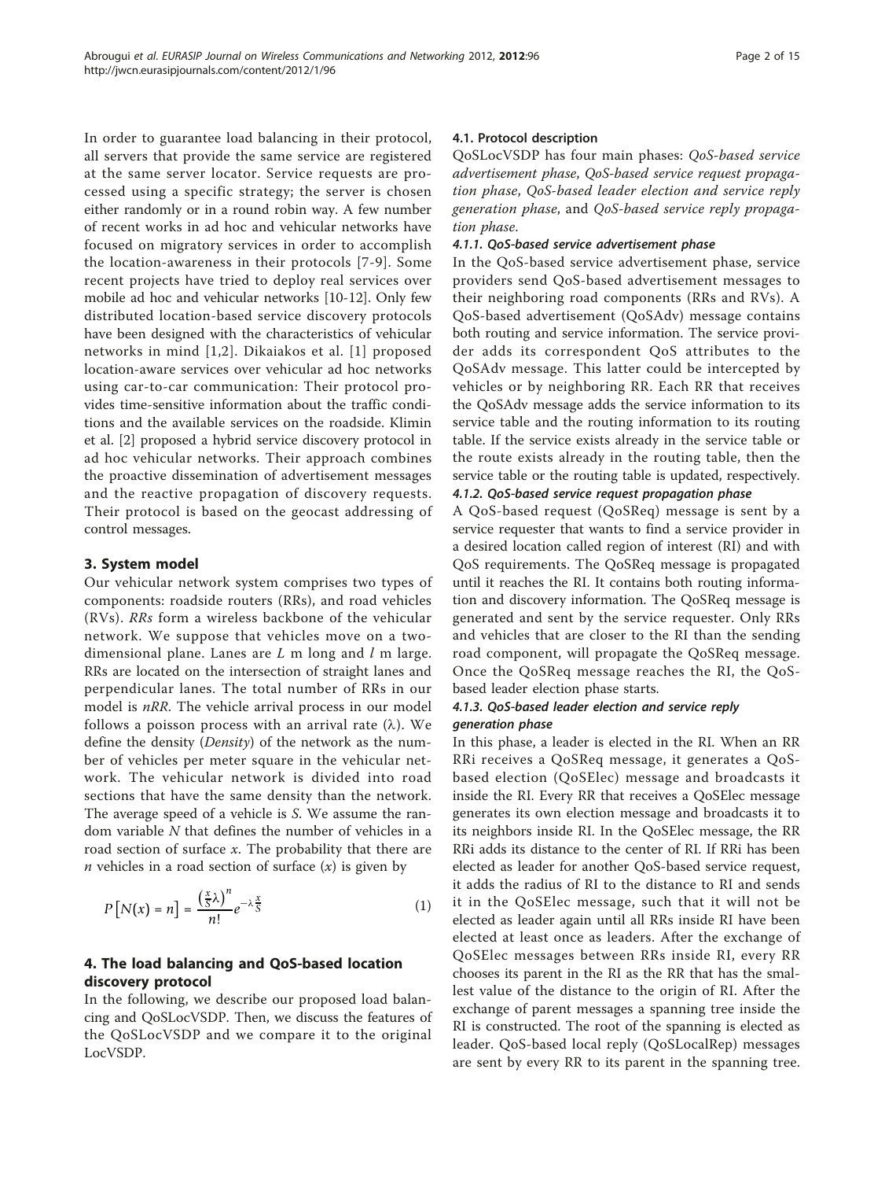In order to guarantee load balancing in their protocol, all servers that provide the same service are registered at the same server locator. Service requests are processed using a specific strategy; the server is chosen either randomly or in a round robin way. A few number of recent works in ad hoc and vehicular networks have focused on migratory services in order to accomplish the location-awareness in their protocols [7-9]. Some recent projects have tried to deploy real services over mobile ad hoc and vehicular networks [10-12]. Only few distributed location-based service discovery protocols have been designed with the characteristics of vehicular networks in mind [1,2]. Dikaiakos et al. [1] proposed location-aware services over vehicular ad hoc networks using car-to-car communication: Their protocol provides time-sensitive information about the traffic conditions and the available services on the roadside. Klimin et al. [2] proposed a hybrid service discovery protocol in ad hoc vehicular networks. Their approach combines the proactive dissemination of advertisement messages and the reactive propagation of discovery requests. Their protocol is based on the geocast addressing of control messages.

## 3. System model

Our vehicular network system comprises two types of components: roadside routers (RRs), and road vehicles (RVs). *RRs* form a wireless backbone of the vehicular network. We suppose that vehicles move on a two-dimensional plane. Lanes are $L$ m long and $l$ m large. RRs are located on the intersection of straight lanes and perpendicular lanes. The total number of RRs in our model is *nRR*. The vehicle arrival process in our model follows a poisson process with an arrival rate ($\lambda$). We define the density (*Density*) of the network as the number of vehicles per meter square in the vehicular network. The vehicular network is divided into road sections that have the same density than the network. The average speed of a vehicle is $S$. We assume the random variable $N$ that defines the number of vehicles in a road section of surface $x$. The probability that there are $n$ vehicles in a road section of surface ($x$) is given by

$$P\left[N(x) = n\right] = \frac{\left(\frac{x}{S}\lambda\right)^n}{n!}e^{-\lambda\frac{x}{S}} \tag{1}$$

## 4. The load balancing and QoS-based location discovery protocol

In the following, we describe our proposed load balancing and QoSLocVSDP. Then, we discuss the features of the QoSLocVSDP and we compare it to the original LocVSDP.

### 4.1. Protocol description

QoSLocVSDP has four main phases: *QoS-based service advertisement phase*, *QoS-based service request propagation phase*, *QoS-based leader election and service reply generation phase*, and *QoS-based service reply propagation phase*.

#### 4.1.1. QoS-based service advertisement phase

In the QoS-based service advertisement phase, service providers send QoS-based advertisement messages to their neighboring road components (RRs and RVs). A QoS-based advertisement (QoSAdv) message contains both routing and service information. The service provider adds its correspondent QoS attributes to the QoSAdv message. This latter could be intercepted by vehicles or by neighboring RR. Each RR that receives the QoSAdv message adds the service information to its service table and the routing information to its routing table. If the service exists already in the service table or the route exists already in the routing table, then the service table or the routing table is updated, respectively.

#### 4.1.2. QoS-based service request propagation phase

A QoS-based request (QoSReq) message is sent by a service requester that wants to find a service provider in a desired location called region of interest (RI) and with QoS requirements. The QoSReq message is propagated until it reaches the RI. It contains both routing information and discovery information. The QoSReq message is generated and sent by the service requester. Only RRs and vehicles that are closer to the RI than the sending road component, will propagate the QoSReq message. Once the QoSReq message reaches the RI, the QoS-based leader election phase starts.

#### 4.1.3. QoS-based leader election and service reply generation phase

In this phase, a leader is elected in the RI. When an RR RRi receives a QoSReq message, it generates a QoS-based election (QoSElec) message and broadcasts it inside the RI. Every RR that receives a QoSElec message generates its own election message and broadcasts it to its neighbors inside RI. In the QoSElec message, the RR RRi adds its distance to the center of RI. If RRi has been elected as leader for another QoS-based service request, it adds the radius of RI to the distance to RI and sends it in the QoSElec message, such that it will not be elected as leader again until all RRs inside RI have been elected at least once as leaders. After the exchange of QoSElec messages between RRs inside RI, every RR chooses its parent in the RI as the RR that has the smallest value of the distance to the origin of RI. After the exchange of parent messages a spanning tree inside the RI is constructed. The root of the spanning is elected as leader. QoS-based local reply (QoSLocalRep) messages are sent by every RR to its parent in the spanning tree.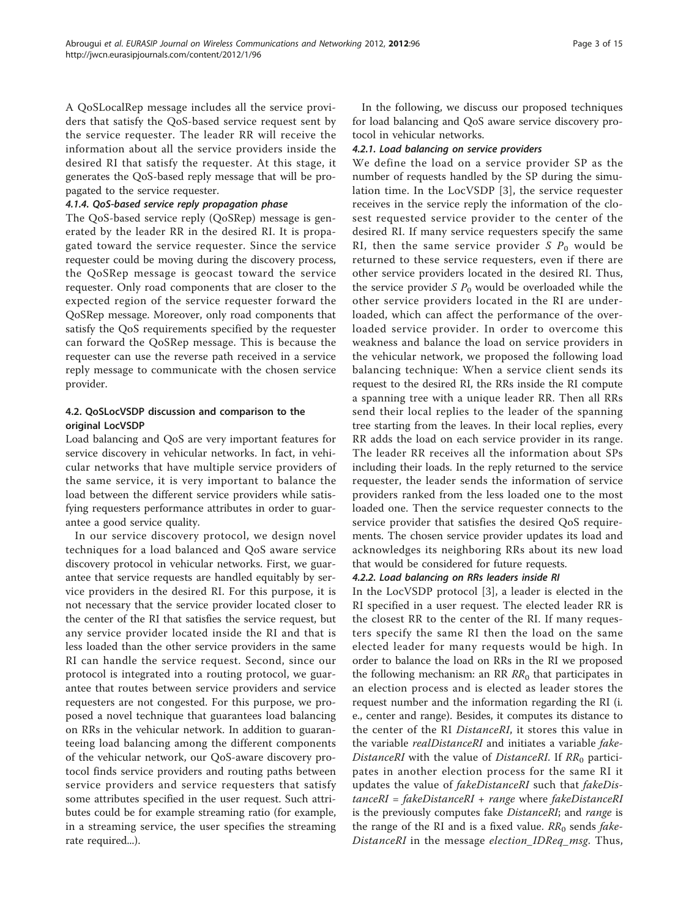A QoSLocalRep message includes all the service providers that satisfy the QoS-based service request sent by the service requester. The leader RR will receive the information about all the service providers inside the desired RI that satisfy the requester. At this stage, it generates the QoS-based reply message that will be propagated to the service requester.

#### 4.1.4. QoS-based service reply propagation phase

The QoS-based service reply (QoSRep) message is generated by the leader RR in the desired RI. It is propagated toward the service requester. Since the service requester could be moving during the discovery process, the QoSRep message is geocast toward the service requester. Only road components that are closer to the expected region of the service requester forward the QoSRep message. Moreover, only road components that satisfy the QoS requirements specified by the requester can forward the QoSRep message. This is because the requester can use the reverse path received in a service reply message to communicate with the chosen service provider.

### 4.2. QoSLocVSDP discussion and comparison to the original LocVSDP

Load balancing and QoS are very important features for service discovery in vehicular networks. In fact, in vehicular networks that have multiple service providers of the same service, it is very important to balance the load between the different service providers while satisfying requesters performance attributes in order to guarantee a good service quality.

In our service discovery protocol, we design novel techniques for a load balanced and QoS aware service discovery protocol in vehicular networks. First, we guarantee that service requests are handled equitably by service providers in the desired RI. For this purpose, it is not necessary that the service provider located closer to the center of the RI that satisfies the service request, but any service provider located inside the RI and that is less loaded than the other service providers in the same RI can handle the service request. Second, since our protocol is integrated into a routing protocol, we guarantee that routes between service providers and service requesters are not congested. For this purpose, we proposed a novel technique that guarantees load balancing on RRs in the vehicular network. In addition to guaranteeing load balancing among the different components of the vehicular network, our QoS-aware discovery protocol finds service providers and routing paths between service providers and service requesters that satisfy some attributes specified in the user request. Such attributes could be for example streaming ratio (for example, in a streaming service, the user specifies the streaming rate required...).

In the following, we discuss our proposed techniques for load balancing and QoS aware service discovery protocol in vehicular networks.

#### 4.2.1. Load balancing on service providers

We define the load on a service provider SP as the number of requests handled by the SP during the simulation time. In the LocVSDP [3], the service requester receives in the service reply the information of the closest requested service provider to the center of the desired RI. If many service requesters specify the same RI, then the same service provider $SP_0$ would be returned to these service requesters, even if there are other service providers located in the desired RI. Thus, the service provider $SP_0$ would be overloaded while the other service providers located in the RI are underloaded, which can affect the performance of the overloaded service provider. In order to overcome this weakness and balance the load on service providers in the vehicular network, we proposed the following load balancing technique: When a service client sends its request to the desired RI, the RRs inside the RI compute a spanning tree with a unique leader RR. Then all RRs send their local replies to the leader of the spanning tree starting from the leaves. In their local replies, every RR adds the load on each service provider in its range. The leader RR receives all the information about SPs including their loads. In the reply returned to the service requester, the leader sends the information of service providers ranked from the less loaded one to the most loaded one. Then the service requester connects to the service provider that satisfies the desired QoS requirements. The chosen service provider updates its load and acknowledges its neighboring RRs about its new load that would be considered for future requests.

#### 4.2.2. Load balancing on RRs leaders inside RI

In the LocVSDP protocol [3], a leader is elected in the RI specified in a user request. The elected leader RR is the closest RR to the center of the RI. If many requesters specify the same RI then the load on the same elected leader for many requests would be high. In order to balance the load on RRs in the RI we proposed the following mechanism: an RR $RR_0$ that participates in an election process and is elected as leader stores the request number and the information regarding the RI (i.e., center and range). Besides, it computes its distance to the center of the RI *DistanceRI*, it stores this value in the variable *realDistanceRI* and initiates a variable *fakeDistanceRI* with the value of *DistanceRI*. If $RR_0$ participates in another election process for the same RI it updates the value of *fakeDistanceRI* such that *fakeDistanceRI* = *fakeDistanceRI* + *range* where *fakeDistanceRI* is the previously computes fake *DistanceRI*; and *range* is the range of the RI and is a fixed value. $RR_0$ sends *fakeDistanceRI* in the message *election_IDReq_msg*. Thus,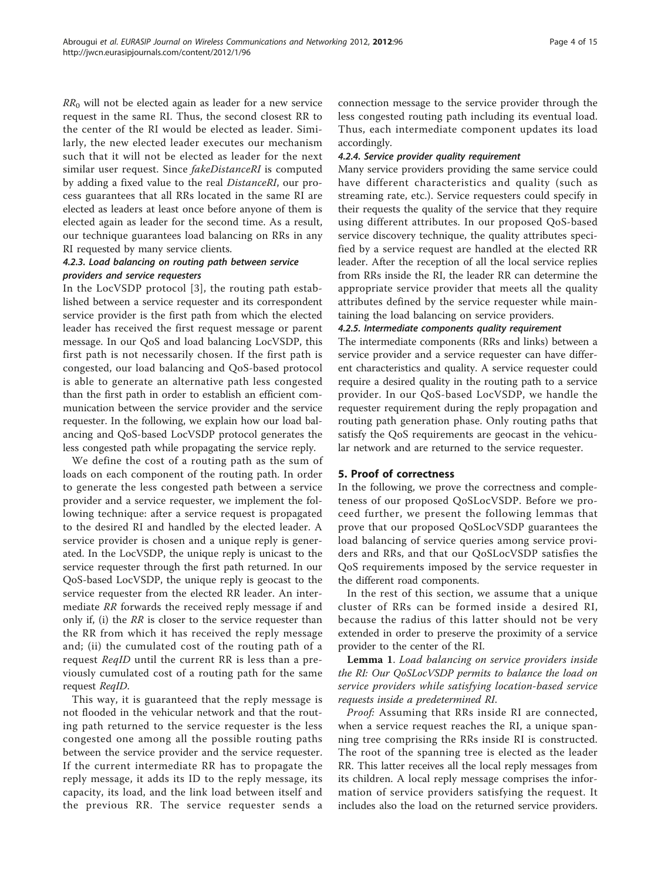$RR_0$ will not be elected again as leader for a new service request in the same RI. Thus, the second closest RR to the center of the RI would be elected as leader. Similarly, the new elected leader executes our mechanism such that it will not be elected as leader for the next similar user request. Since *fakeDistanceRI* is computed by adding a fixed value to the real *DistanceRI*, our process guarantees that all RRs located in the same RI are elected as leaders at least once before anyone of them is elected again as leader for the second time. As a result, our technique guarantees load balancing on RRs in any RI requested by many service clients.

#### 4.2.3. Load balancing on routing path between service providers and service requesters

In the LocVSDP protocol [3], the routing path established between a service requester and its correspondent service provider is the first path from which the elected leader has received the first request message or parent message. In our QoS and load balancing LocVSDP, this first path is not necessarily chosen. If the first path is congested, our load balancing and QoS-based protocol is able to generate an alternative path less congested than the first path in order to establish an efficient communication between the service provider and the service requester. In the following, we explain how our load balancing and QoS-based LocVSDP protocol generates the less congested path while propagating the service reply.

We define the cost of a routing path as the sum of loads on each component of the routing path. In order to generate the less congested path between a service provider and a service requester, we implement the following technique: after a service request is propagated to the desired RI and handled by the elected leader. A service provider is chosen and a unique reply is generated. In the LocVSDP, the unique reply is unicast to the service requester through the first path returned. In our QoS-based LocVSDP, the unique reply is geocast to the service requester from the elected RR leader. An intermediate *RR* forwards the received reply message if and only if, (i) the *RR* is closer to the service requester than the RR from which it has received the reply message and; (ii) the cumulated cost of the routing path of a request *ReqID* until the current RR is less than a previously cumulated cost of a routing path for the same request *ReqID*.

This way, it is guaranteed that the reply message is not flooded in the vehicular network and that the routing path returned to the service requester is the less congested one among all the possible routing paths between the service provider and the service requester. If the current intermediate RR has to propagate the reply message, it adds its ID to the reply message, its capacity, its load, and the link load between itself and the previous RR. The service requester sends a connection message to the service provider through the less congested routing path including its eventual load. Thus, each intermediate component updates its load accordingly.

#### 4.2.4. Service provider quality requirement

Many service providers providing the same service could have different characteristics and quality (such as streaming rate, etc.). Service requesters could specify in their requests the quality of the service that they require using different attributes. In our proposed QoS-based service discovery technique, the quality attributes specified by a service request are handled at the elected RR leader. After the reception of all the local service replies from RRs inside the RI, the leader RR can determine the appropriate service provider that meets all the quality attributes defined by the service requester while maintaining the load balancing on service providers.

#### 4.2.5. Intermediate components quality requirement

The intermediate components (RRs and links) between a service provider and a service requester can have different characteristics and quality. A service requester could require a desired quality in the routing path to a service provider. In our QoS-based LocVSDP, we handle the requester requirement during the reply propagation and routing path generation phase. Only routing paths that satisfy the QoS requirements are geocast in the vehicular network and are returned to the service requester.

## 5. Proof of correctness

In the following, we prove the correctness and completeness of our proposed QoSLocVSDP. Before we proceed further, we present the following lemmas that prove that our proposed QoSLocVSDP guarantees the load balancing of service queries among service providers and RRs, and that our QoSLocVSDP satisfies the QoS requirements imposed by the service requester in the different road components.

In the rest of this section, we assume that a unique cluster of RRs can be formed inside a desired RI, because the radius of this latter should not be very extended in order to preserve the proximity of a service provider to the center of the RI.

**Lemma 1**. *Load balancing on service providers inside the RI: Our QoSLocVSDP permits to balance the load on service providers while satisfying location-based service requests inside a predetermined RI.*

*Proof:* Assuming that RRs inside RI are connected, when a service request reaches the RI, a unique spanning tree comprising the RRs inside RI is constructed. The root of the spanning tree is elected as the leader RR. This latter receives all the local reply messages from its children. A local reply message comprises the information of service providers satisfying the request. It includes also the load on the returned service providers.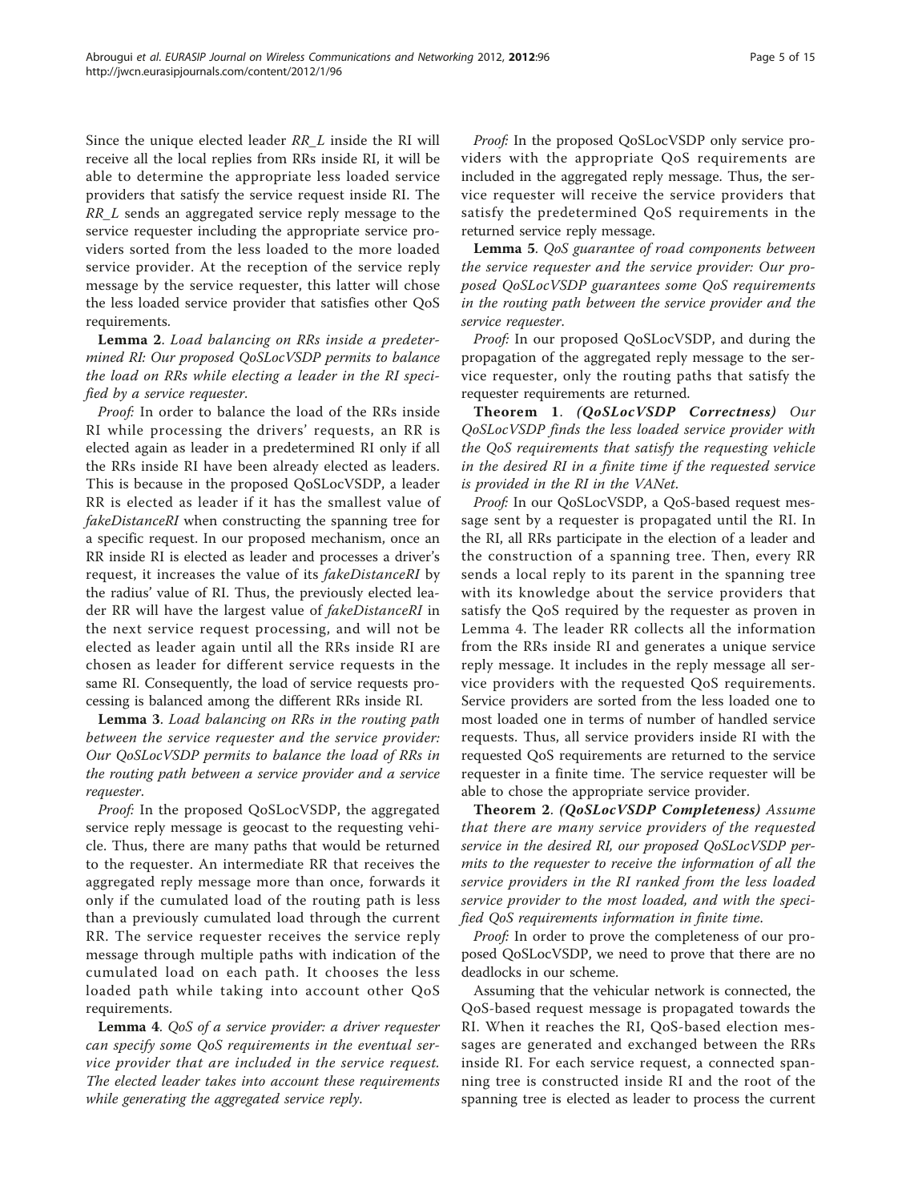Since the unique elected leader $RR\_L$ inside the RI will receive all the local replies from RRs inside RI, it will be able to determine the appropriate less loaded service providers that satisfy the service request inside RI. The $RR\_L$ sends an aggregated service reply message to the service requester including the appropriate service providers sorted from the less loaded to the more loaded service provider. At the reception of the service reply message by the service requester, this latter will chose the less loaded service provider that satisfies other QoS requirements.

**Lemma 2**. *Load balancing on RRs inside a predetermined RI: Our proposed QoSLocVSDP permits to balance the load on RRs while electing a leader in the RI specified by a service requester.*

*Proof:* In order to balance the load of the RRs inside RI while processing the drivers' requests, an RR is elected again as leader in a predetermined RI only if all the RRs inside RI have been already elected as leaders. This is because in the proposed QoSLocVSDP, a leader RR is elected as leader if it has the smallest value of *fakeDistanceRI* when constructing the spanning tree for a specific request. In our proposed mechanism, once an RR inside RI is elected as leader and processes a driver's request, it increases the value of its *fakeDistanceRI* by the radius' value of RI. Thus, the previously elected leader RR will have the largest value of *fakeDistanceRI* in the next service request processing, and will not be elected as leader again until all the RRs inside RI are chosen as leader for different service requests in the same RI. Consequently, the load of service requests processing is balanced among the different RRs inside RI.

**Lemma 3**. *Load balancing on RRs in the routing path between the service requester and the service provider: Our QoSLocVSDP permits to balance the load of RRs in the routing path between a service provider and a service requester.*

*Proof:* In the proposed QoSLocVSDP, the aggregated service reply message is geocast to the requesting vehicle. Thus, there are many paths that would be returned to the requester. An intermediate RR that receives the aggregated reply message more than once, forwards it only if the cumulated load of the routing path is less than a previously cumulated load through the current RR. The service requester receives the service reply message through multiple paths with indication of the cumulated load on each path. It chooses the less loaded path while taking into account other QoS requirements.

**Lemma 4**. *QoS of a service provider: a driver requester can specify some QoS requirements in the eventual service provider that are included in the service request. The elected leader takes into account these requirements while generating the aggregated service reply.*

*Proof:* In the proposed QoSLocVSDP only service providers with the appropriate QoS requirements are included in the aggregated reply message. Thus, the service requester will receive the service providers that satisfy the predetermined QoS requirements in the returned service reply message.

**Lemma 5**. *QoS guarantee of road components between the service requester and the service provider: Our proposed QoSLocVSDP guarantees some QoS requirements in the routing path between the service provider and the service requester.*

*Proof:* In our proposed QoSLocVSDP, and during the propagation of the aggregated reply message to the service requester, only the routing paths that satisfy the requester requirements are returned.

**Theorem 1**. ***(QoSLocVSDP Correctness)*** *Our QoSLocVSDP finds the less loaded service provider with the QoS requirements that satisfy the requesting vehicle in the desired RI in a finite time if the requested service is provided in the RI in the VANet.*

*Proof:* In our QoSLocVSDP, a QoS-based request message sent by a requester is propagated until the RI. In the RI, all RRs participate in the election of a leader and the construction of a spanning tree. Then, every RR sends a local reply to its parent in the spanning tree with its knowledge about the service providers that satisfy the QoS required by the requester as proven in Lemma 4. The leader RR collects all the information from the RRs inside RI and generates a unique service reply message. It includes in the reply message all service providers with the requested QoS requirements. Service providers are sorted from the less loaded one to most loaded one in terms of number of handled service requests. Thus, all service providers inside RI with the requested QoS requirements are returned to the service requester in a finite time. The service requester will be able to chose the appropriate service provider.

**Theorem 2**. ***(QoSLocVSDP Completeness)*** *Assume that there are many service providers of the requested service in the desired RI, our proposed QoSLocVSDP permits to the requester to receive the information of all the service providers in the RI ranked from the less loaded service provider to the most loaded, and with the specified QoS requirements information in finite time.*

*Proof:* In order to prove the completeness of our proposed QoSLocVSDP, we need to prove that there are no deadlocks in our scheme.

Assuming that the vehicular network is connected, the QoS-based request message is propagated towards the RI. When it reaches the RI, QoS-based election messages are generated and exchanged between the RRs inside RI. For each service request, a connected spanning tree is constructed inside RI and the root of the spanning tree is elected as leader to process the current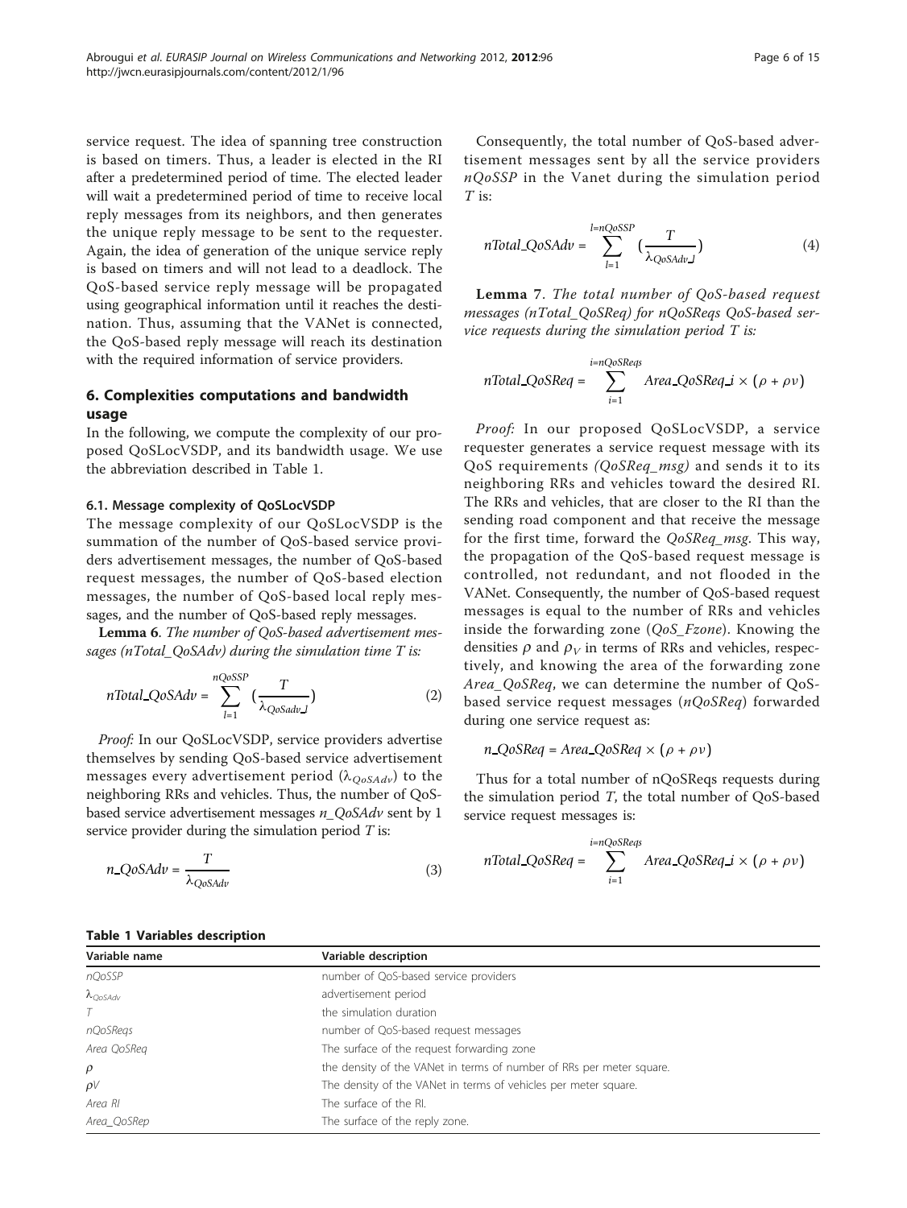service request. The idea of spanning tree construction is based on timers. Thus, a leader is elected in the RI after a predetermined period of time. The elected leader will wait a predetermined period of time to receive local reply messages from its neighbors, and then generates the unique reply message to be sent to the requester. Again, the idea of generation of the unique service reply is based on timers and will not lead to a deadlock. The QoS-based service reply message will be propagated using geographical information until it reaches the destination. Thus, assuming that the VANet is connected, the QoS-based reply message will reach its destination with the required information of service providers.

## 6. Complexities computations and bandwidth usage

In the following, we compute the complexity of our proposed QoSLocVSDP, and its bandwidth usage. We use the abbreviation described in Table 1.

### 6.1. Message complexity of QoSLocVSDP

The message complexity of our QoSLocVSDP is the summation of the number of QoS-based service providers advertisement messages, the number of QoS-based request messages, the number of QoS-based election messages, the number of QoS-based local reply messages, and the number of QoS-based reply messages.

**Lemma 6**. *The number of QoS-based advertisement messages (nTotal_QoSAdv) during the simulation time T is:*

$$nTotal\_QoSAdv = \sum_{l=1}^{nQoSSP} \left(\frac{T}{\lambda_{QoSadv\_l}}\right) \tag{2}$$

*Proof:* In our QoSLocVSDP, service providers advertise themselves by sending QoS-based service advertisement messages every advertisement period ($\lambda_{QoSAdv}$) to the neighboring RRs and vehicles. Thus, the number of QoS-based service advertisement messages *n_QoSAdv* sent by 1 service provider during the simulation period *T* is:

$$n\_QoSAdv = \frac{T}{\lambda_{QoSAdv}} \tag{3}$$

Consequently, the total number of QoS-based advertisement messages sent by all the service providers *nQoSSP* in the Vanet during the simulation period *T* is:

$$nTotal\_QoSAdv = \sum_{l=1}^{l=nQoSSP} \left(\frac{T}{\lambda_{QoSAdv\_l}}\right) \tag{4}$$

**Lemma 7**. *The total number of QoS-based request messages (nTotal_QoSReq) for nQoSReqs QoS-based service requests during the simulation period T is:*

$$nTotal\_QoSReq = \sum_{i=1}^{i=nQoSReqs} Area\_QoSReq\_i \times (\rho + \rho v)$$

*Proof:* In our proposed QoSLocVSDP, a service requester generates a service request message with its QoS requirements *(QoSReq_msg)* and sends it to its neighboring RRs and vehicles toward the desired RI. The RRs and vehicles, that are closer to the RI than the sending road component and that receive the message for the first time, forward the *QoSReq_msg*. This way, the propagation of the QoS-based request message is controlled, not redundant, and not flooded in the VANet. Consequently, the number of QoS-based request messages is equal to the number of RRs and vehicles inside the forwarding zone (*QoS_Fzone*). Knowing the densities $\rho$ and $\rho_V$ in terms of RRs and vehicles, respectively, and knowing the area of the forwarding zone *Area_QoSReq*, we can determine the number of QoS-based service request messages (*nQoSReq*) forwarded during one service request as:

$$n\_QoSReq = Area\_QoSReq \times (\rho + \rho v)$$

Thus for a total number of nQoSReqs requests during the simulation period *T*, the total number of QoS-based service request messages is:

$$nTotal\_QoSReq = \sum_{i=1}^{i=nQoSReqs} Area\_QoSReq\_i \times (\rho + \rho v)$$

**Table 1 Variables description**

| Variable name | Variable description |
|---|---|
| *nQoSSP* | number of QoS-based service providers |
| $\lambda_{QoSAdv}$ | advertisement period |
| *T* | the simulation duration |
| *nQoSReqs* | number of QoS-based request messages |
| *Area QoSReq* | The surface of the request forwarding zone |
| $\rho$ | the density of the VANet in terms of number of RRs per meter square. |
| $\rho V$ | The density of the VANet in terms of vehicles per meter square. |
| *Area RI* | The surface of the RI. |
| *Area_QoSRep* | The surface of the reply zone. |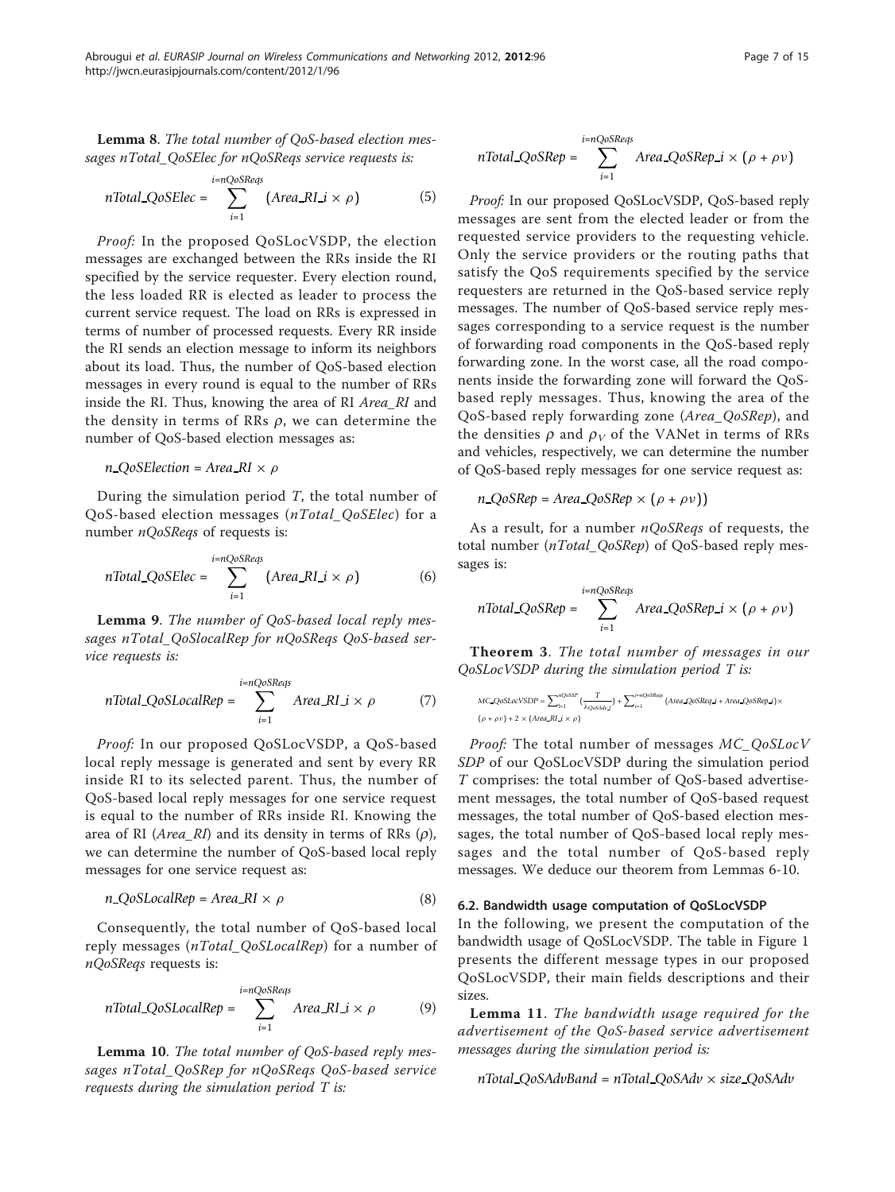**Lemma 8**. *The total number of QoS-based election messages nTotal_QoSElec for nQoSReqs service requests is:*

$$nTotal\_QoSElec = \sum_{i=1}^{i=nQoSReqs} (Area\_RI\_i \times \rho) \quad (5)$$

*Proof:* In the proposed QoSLocVSDP, the election messages are exchanged between the RRs inside the RI specified by the service requester. Every election round, the less loaded RR is elected as leader to process the current service request. The load on RRs is expressed in terms of number of processed requests. Every RR inside the RI sends an election message to inform its neighbors about its load. Thus, the number of QoS-based election messages in every round is equal to the number of RRs inside the RI. Thus, knowing the area of RI *Area_RI* and the density in terms of RRs $\rho$, we can determine the number of QoS-based election messages as:

$$n\_QoSElection = Area\_RI \times \rho$$

During the simulation period *T*, the total number of QoS-based election messages (*nTotal_QoSElec*) for a number *nQoSReqs* of requests is:

$$nTotal\_QoSElec = \sum_{i=1}^{i=nQoSReqs} (Area\_RI\_i \times \rho) \quad (6)$$

**Lemma 9**. *The number of QoS-based local reply messages nTotal_QoslocalRep for nQoSReqs QoS-based service requests is:*

$$nTotal\_QoSLocalRep = \sum_{i=1}^{i=nQoSReqs} Area\_RI\_i \times \rho \quad (7)$$

*Proof:* In our proposed QoSLocVSDP, a QoS-based local reply message is generated and sent by every RR inside RI to its selected parent. Thus, the number of QoS-based local reply messages for one service request is equal to the number of RRs inside RI. Knowing the area of RI (*Area_RI*) and its density in terms of RRs ($\rho$), we can determine the number of QoS-based local reply messages for one service request as:

$$n\_QoSLocalRep = Area\_RI \times \rho \quad (8)$$

Consequently, the total number of QoS-based local reply messages (*nTotal_QoSLocalRep*) for a number of *nQoSReqs* requests is:

$$nTotal\_QoSLocalRep = \sum_{i=1}^{i=nQoSReqs} Area\_RI\_i \times \rho \quad (9)$$

**Lemma 10**. *The total number of QoS-based reply messages nTotal_QoSRep for nQoSReqs QoS-based service requests during the simulation period T is:*

$$nTotal\_QoSRep = \sum_{i=1}^{i=nQoSReqs} Area\_QoSRep\_i \times (\rho + \rho v)$$

*Proof:* In our proposed QoSLocVSDP, QoS-based reply messages are sent from the elected leader or from the requested service providers to the requesting vehicle. Only the service providers or the routing paths that satisfy the QoS requirements specified by the service requesters are returned in the QoS-based service reply messages. The number of QoS-based service reply messages corresponding to a service request is the number of forwarding road components in the QoS-based reply forwarding zone. In the worst case, all the road components inside the forwarding zone will forward the QoS-based reply messages. Thus, knowing the area of the QoS-based reply forwarding zone (*Area_QoSRep*), and the densities $\rho$ and $\rho_V$ of the VANet in terms of RRs and vehicles, respectively, we can determine the number of QoS-based reply messages for one service request as:

$$n\_QoSRep = Area\_QoSRep \times (\rho + \rho v))$$

As a result, for a number *nQoSReqs* of requests, the total number (*nTotal_QoSRep*) of QoS-based reply messages is:

$$nTotal\_QoSRep = \sum_{i=1}^{i=nQoSReqs} Area\_QoSRep\_i \times (\rho + \rho v)$$

**Theorem 3**. *The total number of messages in our QoSLocVSDP during the simulation period T is:*

$$MC\_QoSLocVSDP = \sum_{i=1}^{nQoSSP} \left(\frac{T}{\lambda_{QoSAdv\_i}}\right) + \sum_{i=1}^{i=nQoSReqs} (Area\_QoSReq\_i + Area\_QoSRep\_i) \times (\rho + \rho v) + 2 \times (Area\_RI\_i \times \rho)$$

*Proof:* The total number of messages *MC_QoSLocVSDP* of our QoSLocVSDP during the simulation period *T* comprises: the total number of QoS-based advertisement messages, the total number of QoS-based request messages, the total number of QoS-based election messages, the total number of QoS-based local reply messages and the total number of QoS-based reply messages. We deduce our theorem from Lemmas 6-10.

#### 6.2. Bandwidth usage computation of QoSLocVSDP

In the following, we present the computation of the bandwidth usage of QoSLocVSDP. The table in Figure 1 presents the different message types in our proposed QoSLocVSDP, their main fields descriptions and their sizes.

**Lemma 11**. *The bandwidth usage required for the advertisement of the QoS-based service advertisement messages during the simulation period is:*

$$nTotal\_QoSAdvBand = nTotal\_QoSAdv \times size\_QoSAdv$$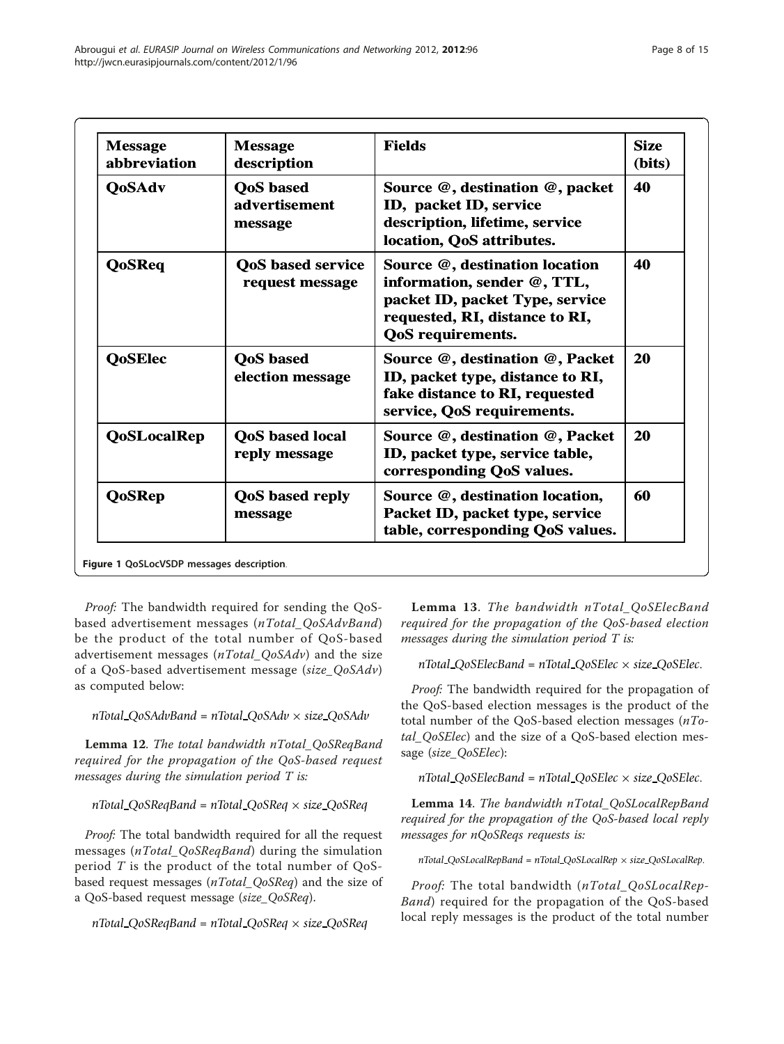| Message abbreviation | Message description | Fields | Size (bits) |
|---|---|---|---|
| QoSAdv | QoS based advertisement message | Source @, destination @, packet ID, packet ID, service description, lifetime, service location, QoS attributes. | 40 |
| QoSReq | QoS based service request message | Source @, destination location information, sender @, TTL, packet ID, packet Type, service requested, RI, distance to RI, QoS requirements. | 40 |
| QoSElec | QoS based election message | Source @, destination @, Packet ID, packet type, distance to RI, fake distance to RI, requested service, QoS requirements. | 20 |
| QoSLocalRep | QoS based local reply message | Source @, destination @, Packet ID, packet type, service table, corresponding QoS values. | 20 |
| QoSRep | QoS based reply message | Source @, destination location, Packet ID, packet type, service table, corresponding QoS values. | 60 |

**Figure 1** QoSLocVSDP messages description.

*Proof:* The bandwidth required for sending the QoS-based advertisement messages (*nTotal_QoSAdvBand*) be the product of the total number of QoS-based advertisement messages (*nTotal_QoSAdv*) and the size of a QoS-based advertisement message (*size_QoSAdv*) as computed below:

$$nTotal\_QoSAdvBand = nTotal\_QoSAdv \times size\_QoSAdv$$

**Lemma 12**. *The total bandwidth nTotal_QoSReqBand required for the propagation of the QoS-based request messages during the simulation period T is:*

$$nTotal\_QoSReqBand = nTotal\_QoSReq \times size\_QoSReq$$

*Proof:* The total bandwidth required for all the request messages (*nTotal_QoSReqBand*) during the simulation period *T* is the product of the total number of QoS-based request messages (*nTotal_QoSReq*) and the size of a QoS-based request message (*size_QoSReq*).

$$nTotal\_QoSReqBand = nTotal\_QoSReq \times size\_QoSReq$$

**Lemma 13**. *The bandwidth nTotal_QoSElecBand required for the propagation of the QoS-based election messages during the simulation period T is:*

$$nTotal\_QoSElecBand = nTotal\_QoSElec \times size\_QoSElec.$$

*Proof:* The bandwidth required for the propagation of the QoS-based election messages is the product of the total number of the QoS-based election messages (*nTotal_QoSElec*) and the size of a QoS-based election message (*size_QoSElec*):

$$nTotal\_QoSElecBand = nTotal\_QoSElec \times size\_QoSElec.$$

**Lemma 14**. *The bandwidth nTotal_QoSLocalRepBand required for the propagation of the QoS-based local reply messages for nQoSReqs requests is:*

$$nTotal\_QoSLocalRepBand = nTotal\_QoSLocalRep \times size\_QoSLocalRep.$$

*Proof:* The total bandwidth (*nTotal_QoSLocalRepBand*) required for the propagation of the QoS-based local reply messages is the product of the total number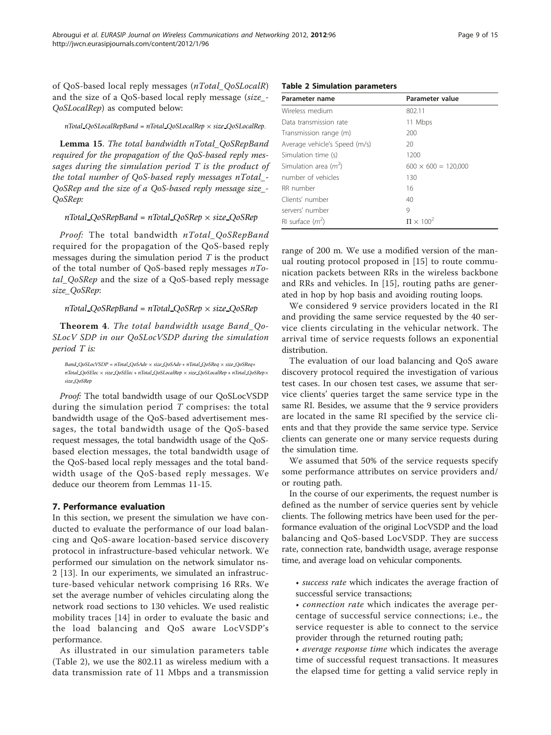of QoS-based local reply messages (*nTotal_QoSLocalR*) and the size of a QoS-based local reply message (*size_-QoSLocalRep*) as computed below:

$$nTotal\_QoSLocalRepBand = nTotal\_QoSLocalRep \times size\_QoSLocalRep.$$

**Lemma 15**. *The total bandwidth nTotal_QoSRepBand required for the propagation of the QoS-based reply messages during the simulation period T is the product of the total number of QoS-based reply messages nTotal_-QoSRep and the size of a QoS-based reply message size_-QoSRep:*

$$nTotal\_QoSRepBand = nTotal\_QoSRep \times size\_QoSRep$$

*Proof:* The total bandwidth *nTotal_QoSRepBand* required for the propagation of the QoS-based reply messages during the simulation period $T$ is the product of the total number of QoS-based reply messages *nTotal_QoSRep* and the size of a QoS-based reply message *size_QoSRep*:

$$nTotal\_QoSRepBand = nTotal\_QoSRep \times size\_QoSRep$$

**Theorem 4**. *The total bandwidth usage Band_QoSLocV SDP in our QoSLocVSDP during the simulation period T is:*

$$Band\_QoSLocVSDP = nTotal\_QoSAdv \times size\_QoSAdv + nTotal\_QoSReq \times size\_QoSReq + nTotal\_QoSElec \times size\_QoSElec + nTotal\_QoSLocalRep \times size\_QoSLocalRep + nTotal\_QoSRep \times size\_QoSRep$$

*Proof:* The total bandwidth usage of our QoSLocVSDP during the simulation period $T$ comprises: the total bandwidth usage of the QoS-based advertisement messages, the total bandwidth usage of the QoS-based request messages, the total bandwidth usage of the QoS-based election messages, the total bandwidth usage of the QoS-based local reply messages and the total bandwidth usage of the QoS-based reply messages. We deduce our theorem from Lemmas 11-15.

## 7. Performance evaluation

In this section, we present the simulation we have conducted to evaluate the performance of our load balancing and QoS-aware location-based service discovery protocol in infrastructure-based vehicular network. We performed our simulation on the network simulator ns-2 [13]. In our experiments, we simulated an infrastructure-based vehicular network comprising 16 RRs. We set the average number of vehicles circulating along the network road sections to 130 vehicles. We used realistic mobility traces [14] in order to evaluate the basic and the load balancing and QoS aware LocVSDP's performance.

As illustrated in our simulation parameters table (Table 2), we use the 802.11 as wireless medium with a data transmission rate of 11 Mbps and a transmission range of 200 m. We use a modified version of the manual routing protocol proposed in [15] to route communication packets between RRs in the wireless backbone and RRs and vehicles. In [15], routing paths are generated in hop by hop basis and avoiding routing loops.

**Table 2 Simulation parameters**

| Parameter name | Parameter value |
| --- | --- |
| Wireless medium | 802.11 |
| Data transmission rate | 11 Mbps |
| Transmission range (m) | 200 |
| Average vehicle's Speed (m/s) | 20 |
| Simulation time (s) | 1200 |
| Simulation area ($m^2$) | $600 \times 600 = 120{,}000$ |
| number of vehicles | 130 |
| RR number | 16 |
| Clients' number | 40 |
| servers' number | 9 |
| RI surface ($m^2$) | $\Pi \times 100^2$ |

We considered 9 service providers located in the RI and providing the same service requested by the 40 service clients circulating in the vehicular network. The arrival time of service requests follows an exponential distribution.

The evaluation of our load balancing and QoS aware discovery protocol required the investigation of various test cases. In our chosen test cases, we assume that service clients' queries target the same service type in the same RI. Besides, we assume that the 9 service providers are located in the same RI specified by the service clients and that they provide the same service type. Service clients can generate one or many service requests during the simulation time.

We assumed that 50% of the service requests specify some performance attributes on service providers and/or routing path.

In the course of our experiments, the request number is defined as the number of service queries sent by vehicle clients. The following metrics have been used for the performance evaluation of the original LocVSDP and the load balancing and QoS-based LocVSDP. They are success rate, connection rate, bandwidth usage, average response time, and average load on vehicular components.

- *success rate* which indicates the average fraction of successful service transactions;
- *connection rate* which indicates the average percentage of successful service connections; i.e., the service requester is able to connect to the service provider through the returned routing path;
- *average response time* which indicates the average time of successful request transactions. It measures the elapsed time for getting a valid service reply in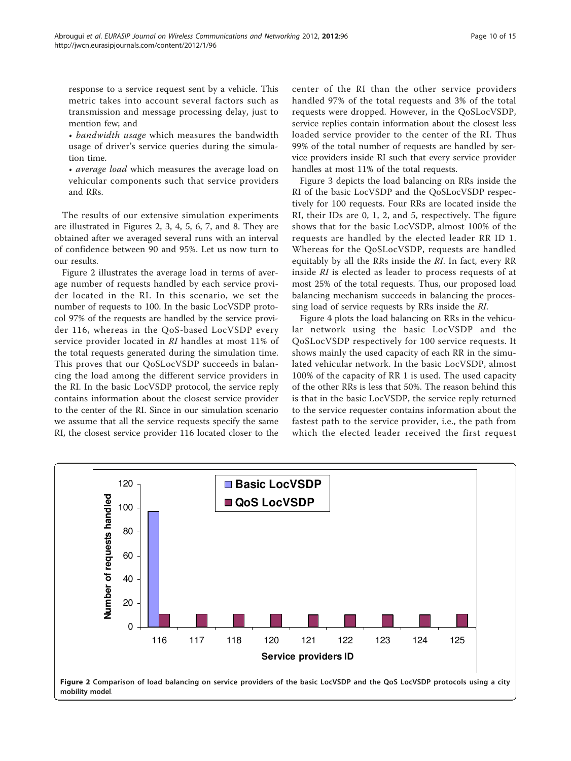response to a service request sent by a vehicle. This metric takes into account several factors such as transmission and message processing delay, just to mention few; and

- *bandwidth usage* which measures the bandwidth usage of driver's service queries during the simulation time.
- *average load* which measures the average load on vehicular components such that service providers and RRs.

The results of our extensive simulation experiments are illustrated in Figures 2, 3, 4, 5, 6, 7, and 8. They are obtained after we averaged several runs with an interval of confidence between 90 and 95%. Let us now turn to our results.

Figure 2 illustrates the average load in terms of average number of requests handled by each service provider located in the RI. In this scenario, we set the number of requests to 100. In the basic LocVSDP protocol 97% of the requests are handled by the service provider 116, whereas in the QoS-based LocVSDP every service provider located in *RI* handles at most 11% of the total requests generated during the simulation time. This proves that our QoSLocVSDP succeeds in balancing the load among the different service providers in the RI. In the basic LocVSDP protocol, the service reply contains information about the closest service provider to the center of the RI. Since in our simulation scenario we assume that all the service requests specify the same RI, the closest service provider 116 located closer to the center of the RI than the other service providers handled 97% of the total requests and 3% of the total requests were dropped. However, in the QoSLocVSDP, service replies contain information about the closest less loaded service provider to the center of the RI. Thus 99% of the total number of requests are handled by service providers inside RI such that every service provider handles at most 11% of the total requests.

Figure 3 depicts the load balancing on RRs inside the RI of the basic LocVSDP and the QoSLocVSDP respectively for 100 requests. Four RRs are located inside the RI, their IDs are 0, 1, 2, and 5, respectively. The figure shows that for the basic LocVSDP, almost 100% of the requests are handled by the elected leader RR ID 1. Whereas for the QoSLocVSDP, requests are handled equitably by all the RRs inside the *RI*. In fact, every RR inside *RI* is elected as leader to process requests of at most 25% of the total requests. Thus, our proposed load balancing mechanism succeeds in balancing the processing load of service requests by RRs inside the *RI*.

Figure 4 plots the load balancing on RRs in the vehicular network using the basic LocVSDP and the QoSLocVSDP respectively for 100 service requests. It shows mainly the used capacity of each RR in the simulated vehicular network. In the basic LocVSDP, almost 100% of the capacity of RR 1 is used. The used capacity of the other RRs is less that 50%. The reason behind this is that in the basic LocVSDP, the service reply returned to the service requester contains information about the fastest path to the service provider, i.e., the path from which the elected leader received the first request

**Figure 2 Comparison of load balancing on service providers of the basic LocVSDP and the QoS LocVSDP protocols using a city mobility model**.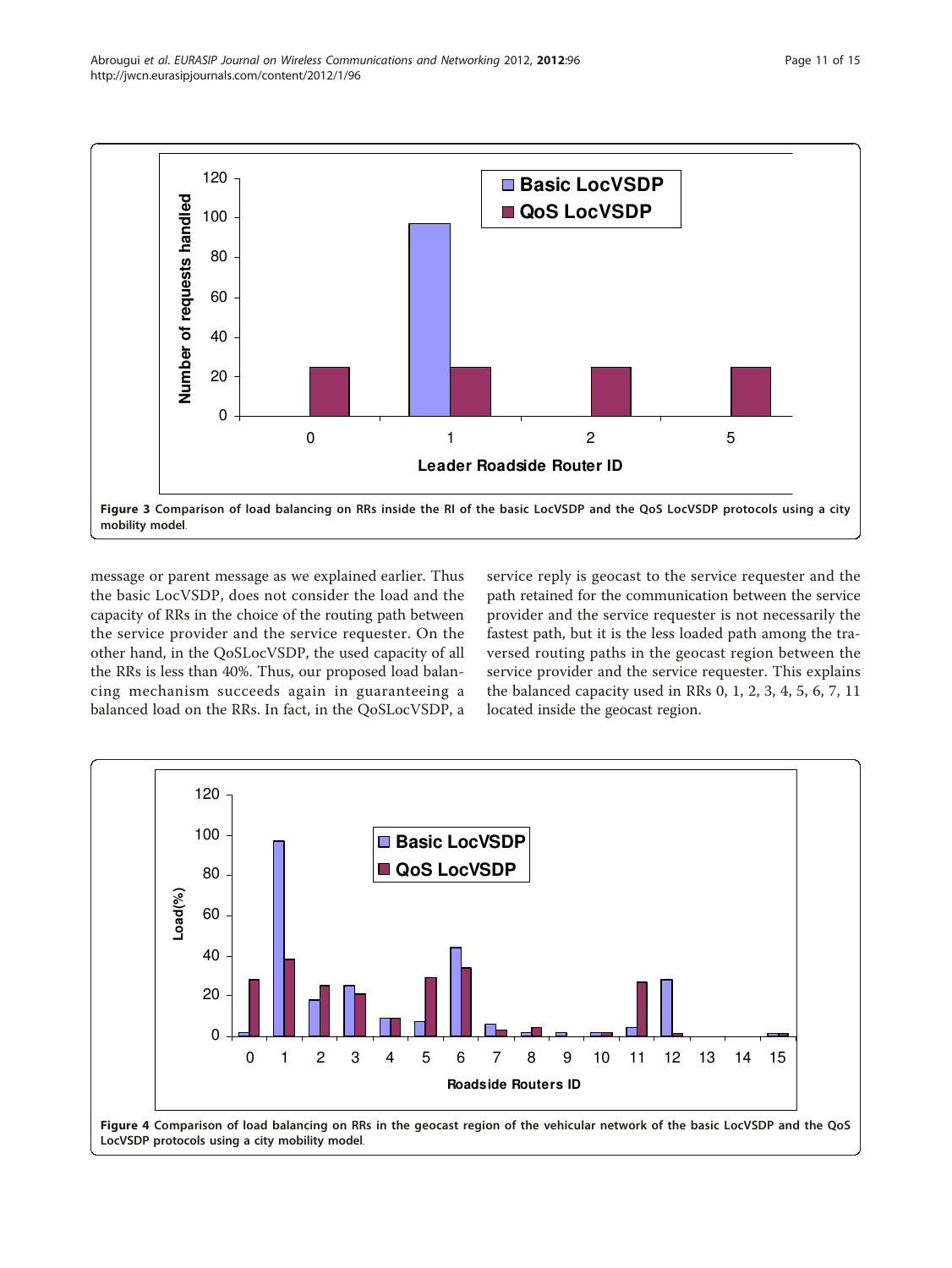Figure 3 Comparison of load balancing on RRs inside the RI of the basic LocVSDP and the QoS LocVSDP protocols using a city mobility model.

message or parent message as we explained earlier. Thus the basic LocVSDP, does not consider the load and the capacity of RRs in the choice of the routing path between the service provider and the service requester. On the other hand, in the QoSLocVSDP, the used capacity of all the RRs is less than 40%. Thus, our proposed load balancing mechanism succeeds again in guaranteeing a balanced load on the RRs. In fact, in the QoSLocVSDP, a service reply is geocast to the service requester and the path retained for the communication between the service provider and the service requester is not necessarily the fastest path, but it is the less loaded path among the traversed routing paths in the geocast region between the service provider and the service requester. This explains the balanced capacity used in RRs 0, 1, 2, 3, 4, 5, 6, 7, 11 located inside the geocast region.

Figure 4 Comparison of load balancing on RRs in the geocast region of the vehicular network of the basic LocVSDP and the QoS LocVSDP protocols using a city mobility model.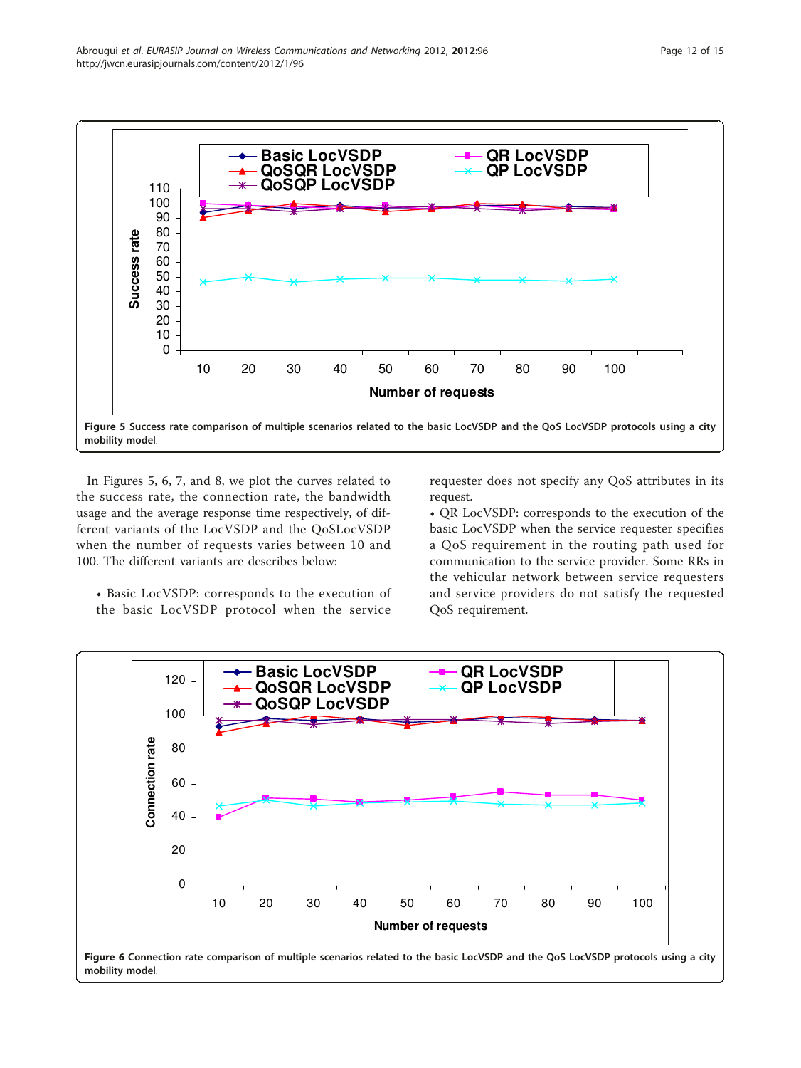Figure 5 Success rate comparison of multiple scenarios related to the basic LocVSDP and the QoS LocVSDP protocols using a city mobility model.

In Figures 5, 6, 7, and 8, we plot the curves related to the success rate, the connection rate, the bandwidth usage and the average response time respectively, of different variants of the LocVSDP and the QoSLocVSDP when the number of requests varies between 10 and 100. The different variants are describes below:

- Basic LocVSDP: corresponds to the execution of the basic LocVSDP protocol when the service requester does not specify any QoS attributes in its request.
- QR LocVSDP: corresponds to the execution of the basic LocVSDP when the service requester specifies a QoS requirement in the routing path used for communication to the service provider. Some RRs in the vehicular network between service requesters and service providers do not satisfy the requested QoS requirement.

Figure 6 Connection rate comparison of multiple scenarios related to the basic LocVSDP and the QoS LocVSDP protocols using a city mobility model.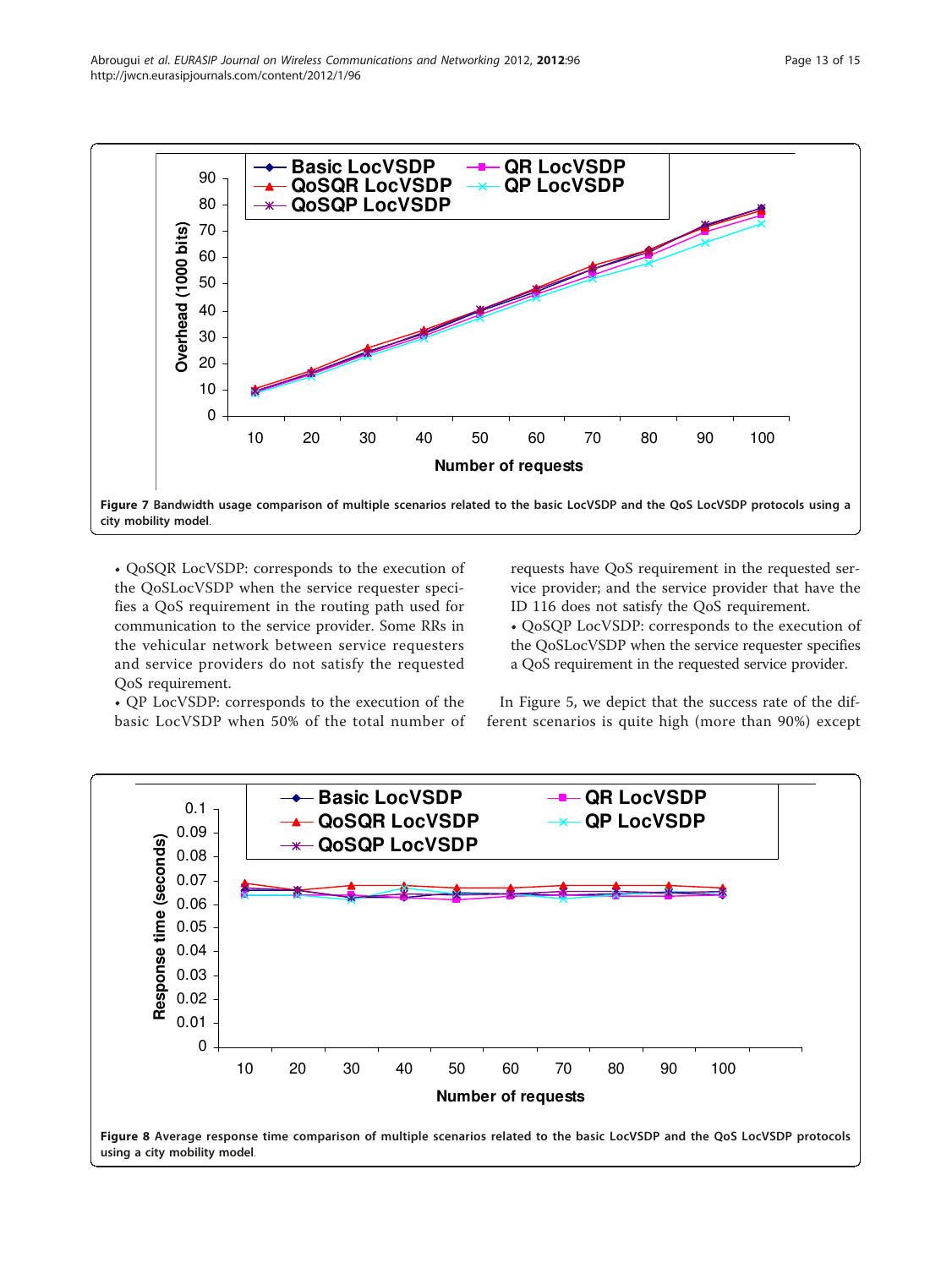Figure 7 Bandwidth usage comparison of multiple scenarios related to the basic LocVSDP and the QoS LocVSDP protocols using a city mobility model.

- QoSQR LocVSDP: corresponds to the execution of the QoSLocVSDP when the service requester specifies a QoS requirement in the routing path used for communication to the service provider. Some RRs in the vehicular network between service requesters and service providers do not satisfy the requested QoS requirement.
- QP LocVSDP: corresponds to the execution of the basic LocVSDP when 50% of the total number of requests have QoS requirement in the requested service provider; and the service provider that have the ID 116 does not satisfy the QoS requirement.
- QoSQP LocVSDP: corresponds to the execution of the QoSLocVSDP when the service requester specifies a QoS requirement in the requested service provider.

In Figure 5, we depict that the success rate of the different scenarios is quite high (more than 90%) except

Figure 8 Average response time comparison of multiple scenarios related to the basic LocVSDP and the QoS LocVSDP protocols using a city mobility model.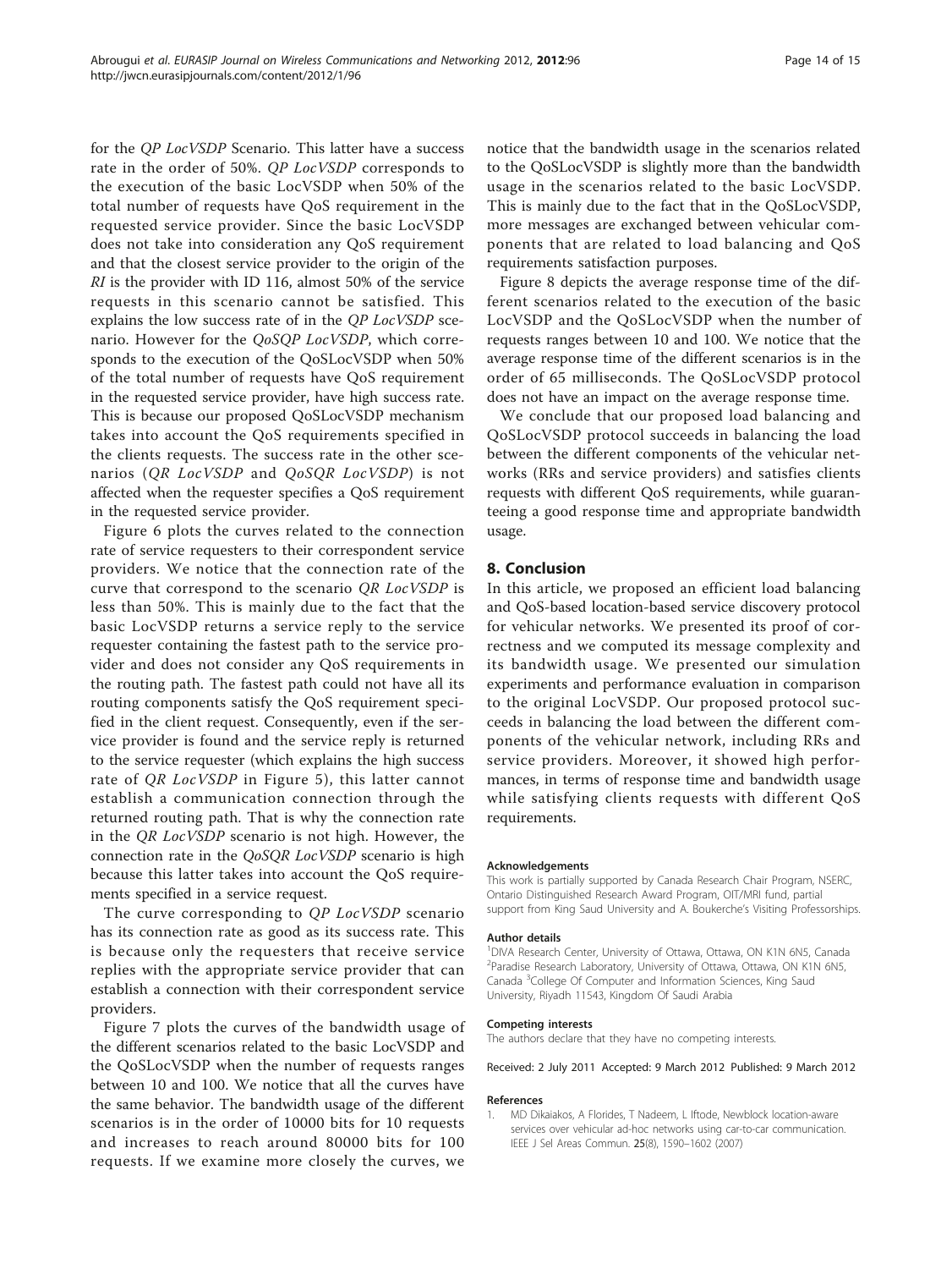for the *QP LocVSDP* Scenario. This latter have a success rate in the order of 50%. *QP LocVSDP* corresponds to the execution of the basic LocVSDP when 50% of the total number of requests have QoS requirement in the requested service provider. Since the basic LocVSDP does not take into consideration any QoS requirement and that the closest service provider to the origin of the *RI* is the provider with ID 116, almost 50% of the service requests in this scenario cannot be satisfied. This explains the low success rate of in the *QP LocVSDP* scenario. However for the *QoSQP LocVSDP*, which corresponds to the execution of the QoSLocVSDP when 50% of the total number of requests have QoS requirement in the requested service provider, have high success rate. This is because our proposed QoSLocVSDP mechanism takes into account the QoS requirements specified in the clients requests. The success rate in the other scenarios (*QR LocVSDP* and *QoSQR LocVSDP*) is not affected when the requester specifies a QoS requirement in the requested service provider.

Figure 6 plots the curves related to the connection rate of service requesters to their correspondent service providers. We notice that the connection rate of the curve that correspond to the scenario *QR LocVSDP* is less than 50%. This is mainly due to the fact that the basic LocVSDP returns a service reply to the service requester containing the fastest path to the service provider and does not consider any QoS requirements in the routing path. The fastest path could not have all its routing components satisfy the QoS requirement specified in the client request. Consequently, even if the service provider is found and the service reply is returned to the service requester (which explains the high success rate of *QR LocVSDP* in Figure 5), this latter cannot establish a communication connection through the returned routing path. That is why the connection rate in the *QR LocVSDP* scenario is not high. However, the connection rate in the *QoSQR LocVSDP* scenario is high because this latter takes into account the QoS requirements specified in a service request.

The curve corresponding to *QP LocVSDP* scenario has its connection rate as good as its success rate. This is because only the requesters that receive service replies with the appropriate service provider that can establish a connection with their correspondent service providers.

Figure 7 plots the curves of the bandwidth usage of the different scenarios related to the basic LocVSDP and the QoSLocVSDP when the number of requests ranges between 10 and 100. We notice that all the curves have the same behavior. The bandwidth usage of the different scenarios is in the order of 10000 bits for 10 requests and increases to reach around 80000 bits for 100 requests. If we examine more closely the curves, we notice that the bandwidth usage in the scenarios related to the QoSLocVSDP is slightly more than the bandwidth usage in the scenarios related to the basic LocVSDP. This is mainly due to the fact that in the QoSLocVSDP, more messages are exchanged between vehicular components that are related to load balancing and QoS requirements satisfaction purposes.

Figure 8 depicts the average response time of the different scenarios related to the execution of the basic LocVSDP and the QoSLocVSDP when the number of requests ranges between 10 and 100. We notice that the average response time of the different scenarios is in the order of 65 milliseconds. The QoSLocVSDP protocol does not have an impact on the average response time.

We conclude that our proposed load balancing and QoSLocVSDP protocol succeeds in balancing the load between the different components of the vehicular networks (RRs and service providers) and satisfies clients requests with different QoS requirements, while guaranteeing a good response time and appropriate bandwidth usage.

## 8. Conclusion

In this article, we proposed an efficient load balancing and QoS-based location-based service discovery protocol for vehicular networks. We presented its proof of correctness and we computed its message complexity and its bandwidth usage. We presented our simulation experiments and performance evaluation in comparison to the original LocVSDP. Our proposed protocol succeeds in balancing the load between the different components of the vehicular network, including RRs and service providers. Moreover, it showed high performances, in terms of response time and bandwidth usage while satisfying clients requests with different QoS requirements.

#### Acknowledgements

This work is partially supported by Canada Research Chair Program, NSERC, Ontario Distinguished Research Award Program, OIT/MRI fund, partial support from King Saud University and A. Boukerche's Visiting Professorships.

#### Author details

[1]DIVA Research Center, University of Ottawa, Ottawa, ON K1N 6N5, Canada [2]Paradise Research Laboratory, University of Ottawa, Ottawa, ON K1N 6N5, Canada [3]College Of Computer and Information Sciences, King Saud University, Riyadh 11543, Kingdom Of Saudi Arabia

#### Competing interests

The authors declare that they have no competing interests.

Received: 2 July 2011 Accepted: 9 March 2012 Published: 9 March 2012

#### References

1. MD Dikaiakos, A Florides, T Nadeem, L Iftode, Newblock location-aware services over vehicular ad-hoc networks using car-to-car communication. IEEE J Sel Areas Commun. 25(8), 1590–1602 (2007)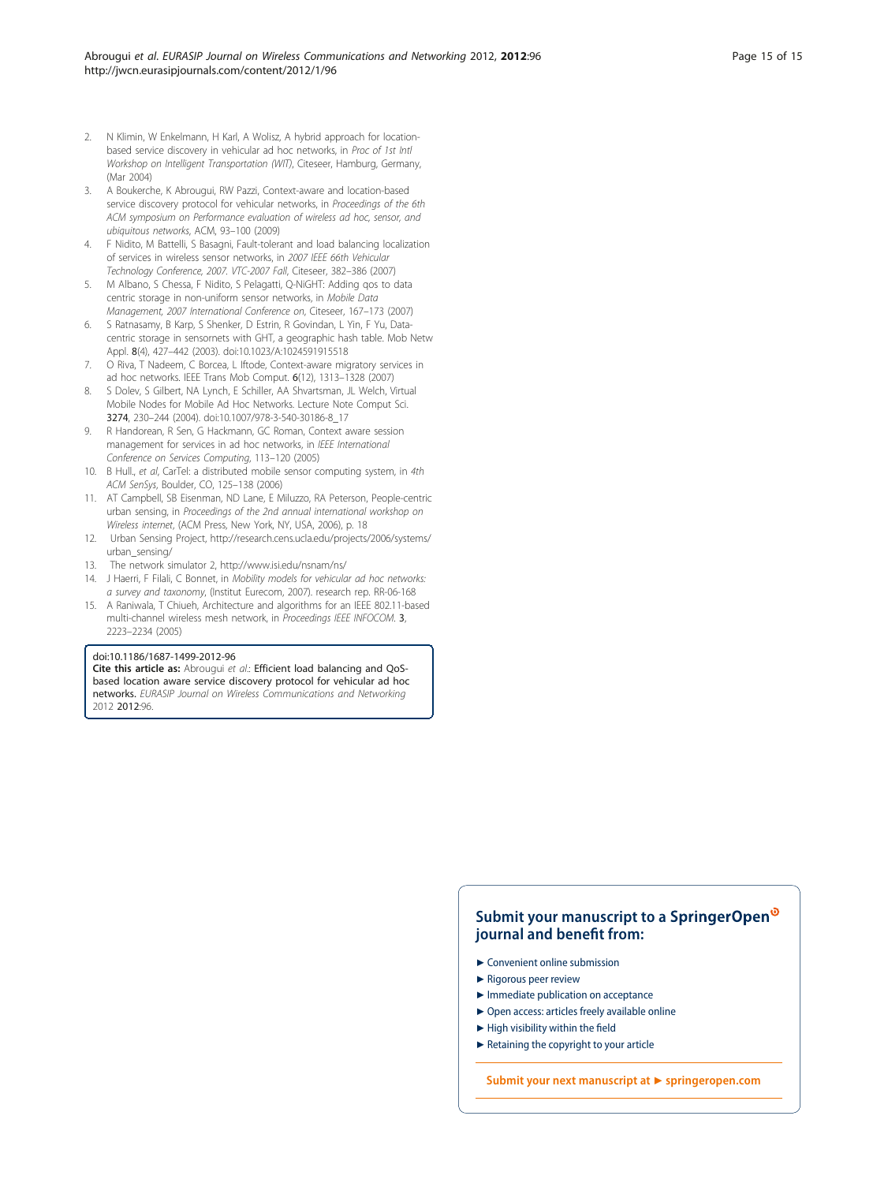2. N Klimin, W Enkelmann, H Karl, A Wolisz, A hybrid approach for location-based service discovery in vehicular ad hoc networks, in *Proc of 1st Intl Workshop on Intelligent Transportation (WIT)*, Citeseer, Hamburg, Germany, (Mar 2004)
3. A Boukerche, K Abrougui, RW Pazzi, Context-aware and location-based service discovery protocol for vehicular networks, in *Proceedings of the 6th ACM symposium on Performance evaluation of wireless ad hoc, sensor, and ubiquitous networks*, ACM, 93–100 (2009)
4. F Nidito, M Battelli, S Basagni, Fault-tolerant and load balancing localization of services in wireless sensor networks, in *2007 IEEE 66th Vehicular Technology Conference, 2007. VTC-2007 Fall*, Citeseer, 382–386 (2007)
5. M Albano, S Chessa, F Nidito, S Pelagatti, Q-NiGHT: Adding qos to data centric storage in non-uniform sensor networks, in *Mobile Data Management, 2007 International Conference on*, Citeseer, 167–173 (2007)
6. S Ratnasamy, B Karp, S Shenker, D Estrin, R Govindan, L Yin, F Yu, Data-centric storage in sensornets with GHT, a geographic hash table. Mob Netw Appl. **8**(4), 427–442 (2003). doi:10.1023/A:1024591915518
7. O Riva, T Nadeem, C Borcea, L Iftode, Context-aware migratory services in ad hoc networks. IEEE Trans Mob Comput. **6**(12), 1313–1328 (2007)
8. S Dolev, S Gilbert, NA Lynch, E Schiller, AA Shvartsman, JL Welch, Virtual Mobile Nodes for Mobile Ad Hoc Networks. Lecture Note Comput Sci. **3274**, 230–244 (2004). doi:10.1007/978-3-540-30186-8_17
9. R Handorean, R Sen, G Hackmann, GC Roman, Context aware session management for services in ad hoc networks, in *IEEE International Conference on Services Computing*, 113–120 (2005)
10. B Hull., *et al*, CarTel: a distributed mobile sensor computing system, in *4th ACM SenSys*, Boulder, CO, 125–138 (2006)
11. AT Campbell, SB Eisenman, ND Lane, E Miluzzo, RA Peterson, People-centric urban sensing, in *Proceedings of the 2nd annual international workshop on Wireless internet*, (ACM Press, New York, NY, USA, 2006), p. 18
12. Urban Sensing Project, http://research.cens.ucla.edu/projects/2006/systems/urban_sensing/
13. The network simulator 2, http://www.isi.edu/nsnam/ns/
14. J Haerri, F Filali, C Bonnet, in *Mobility models for vehicular ad hoc networks: a survey and taxonomy*, (Institut Eurecom, 2007). research rep. RR-06-168
15. A Raniwala, T Chiueh, Architecture and algorithms for an IEEE 802.11-based multi-channel wireless mesh network, in *Proceedings IEEE INFOCOM*. **3**, 2223–2234 (2005)

doi:10.1186/1687-1499-2012-96
**Cite this article as:** Abrougui *et al.*: **Efficient load balancing and QoS-based location aware service discovery protocol for vehicular ad hoc networks.** *EURASIP Journal on Wireless Communications and Networking* 2012 **2012**:96.

**Submit your manuscript to a SpringerOpen journal and benefit from:**

- ► Convenient online submission
- ► Rigorous peer review
- ► Immediate publication on acceptance
- ► Open access: articles freely available online
- ► High visibility within the field
- ► Retaining the copyright to your article

**Submit your next manuscript at ► springeropen.com**